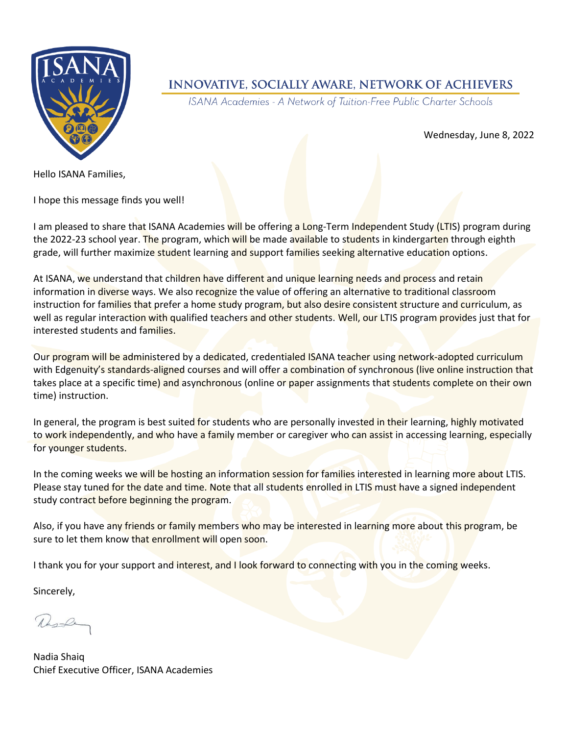**INNOVATIVE, SOCIALLY AWARE, NETWORK OF ACHIEVERS**

*ISANA Academies - A Network of Tuition-Free Public Charter Schools*

Wednesday, June 8, 2022

Hello ISANA Families,

I hope this message finds you well!

I am pleased to share that ISANA Academies will be offering a Long-Term Independent Study (LTIS) program during the 2022-23 school year. The program, which will be made available to students in kindergarten through eighth grade, will further maximize student learning and support families seeking alternative education options.

At ISANA, we understand that children have different and unique learning needs and process and retain information in diverse ways. We also recognize the value of offering an alternative to traditional classroom instruction for families that prefer a home study program, but also desire consistent structure and curriculum, as well as regular interaction with qualified teachers and other students. Well, our LTIS program provides just that for interested students and families.

Our program will be administered by a dedicated, credentialed ISANA teacher using network-adopted curriculum with Edgenuity's standards-aligned courses and will offer a combination of synchronous (live online instruction that takes place at a specific time) and asynchronous (online or paper assignments that students complete on their own time) instruction.

In general, the program is best suited for students who are personally invested in their learning, highly motivated to work independently, and who have a family member or caregiver who can assist in accessing learning, especially for younger students.

In the coming weeks we will be hosting an information session for families interested in learning more about LTIS. Please stay tuned for the date and time. Note that all students enrolled in LTIS must have a signed independent study contract before beginning the program.

Also, if you have any friends or family members who may be interested in learning more about this program, be sure to let them know that enrollment will open soon.

I thank you for your support and interest, and I look forward to connecting with you in the coming weeks.

Sincerely,

Nadia Shaiq
Chief Executive Officer, ISANA Academies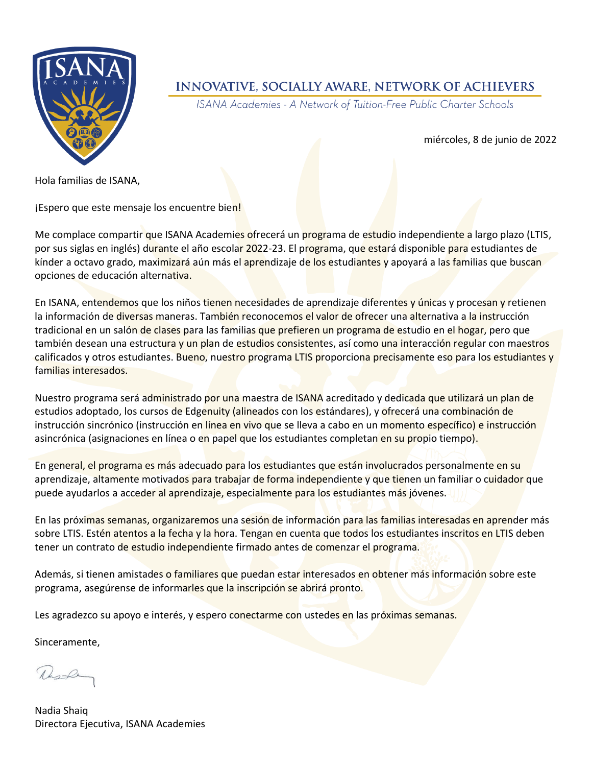# INNOVATIVE, SOCIALLY AWARE, NETWORK OF ACHIEVERS

*ISANA Academies - A Network of Tuition-Free Public Charter Schools*

miércoles, 8 de junio de 2022

Hola familias de ISANA,

¡Espero que este mensaje los encuentre bien!

Me complace compartir que ISANA Academies ofrecerá un programa de estudio independiente a largo plazo (LTIS, por sus siglas en inglés) durante el año escolar 2022-23. El programa, que estará disponible para estudiantes de kínder a octavo grado, maximizará aún más el aprendizaje de los estudiantes y apoyará a las familias que buscan opciones de educación alternativa.

En ISANA, entendemos que los niños tienen necesidades de aprendizaje diferentes y únicas y procesan y retienen la información de diversas maneras. También reconocemos el valor de ofrecer una alternativa a la instrucción tradicional en un salón de clases para las familias que prefieren un programa de estudio en el hogar, pero que también desean una estructura y un plan de estudios consistentes, así como una interacción regular con maestros calificados y otros estudiantes. Bueno, nuestro programa LTIS proporciona precisamente eso para los estudiantes y familias interesados.

Nuestro programa será administrado por una maestra de ISANA acreditado y dedicada que utilizará un plan de estudios adoptado, los cursos de Edgenuity (alineados con los estándares), y ofrecerá una combinación de instrucción sincrónico (instrucción en línea en vivo que se lleva a cabo en un momento específico) e instrucción asincrónica (asignaciones en línea o en papel que los estudiantes completan en su propio tiempo).

En general, el programa es más adecuado para los estudiantes que están involucrados personalmente en su aprendizaje, altamente motivados para trabajar de forma independiente y que tienen un familiar o cuidador que puede ayudarlos a acceder al aprendizaje, especialmente para los estudiantes más jóvenes.

En las próximas semanas, organizaremos una sesión de información para las familias interesadas en aprender más sobre LTIS. Estén atentos a la fecha y la hora. Tengan en cuenta que todos los estudiantes inscritos en LTIS deben tener un contrato de estudio independiente firmado antes de comenzar el programa.

Además, si tienen amistades o familiares que puedan estar interesados en obtener más información sobre este programa, asegúrense de informarles que la inscripción se abrirá pronto.

Les agradezco su apoyo e interés, y espero conectarme con ustedes en las próximas semanas.

Sinceramente,

Nadia Shaiq
Directora Ejecutiva, ISANA Academies